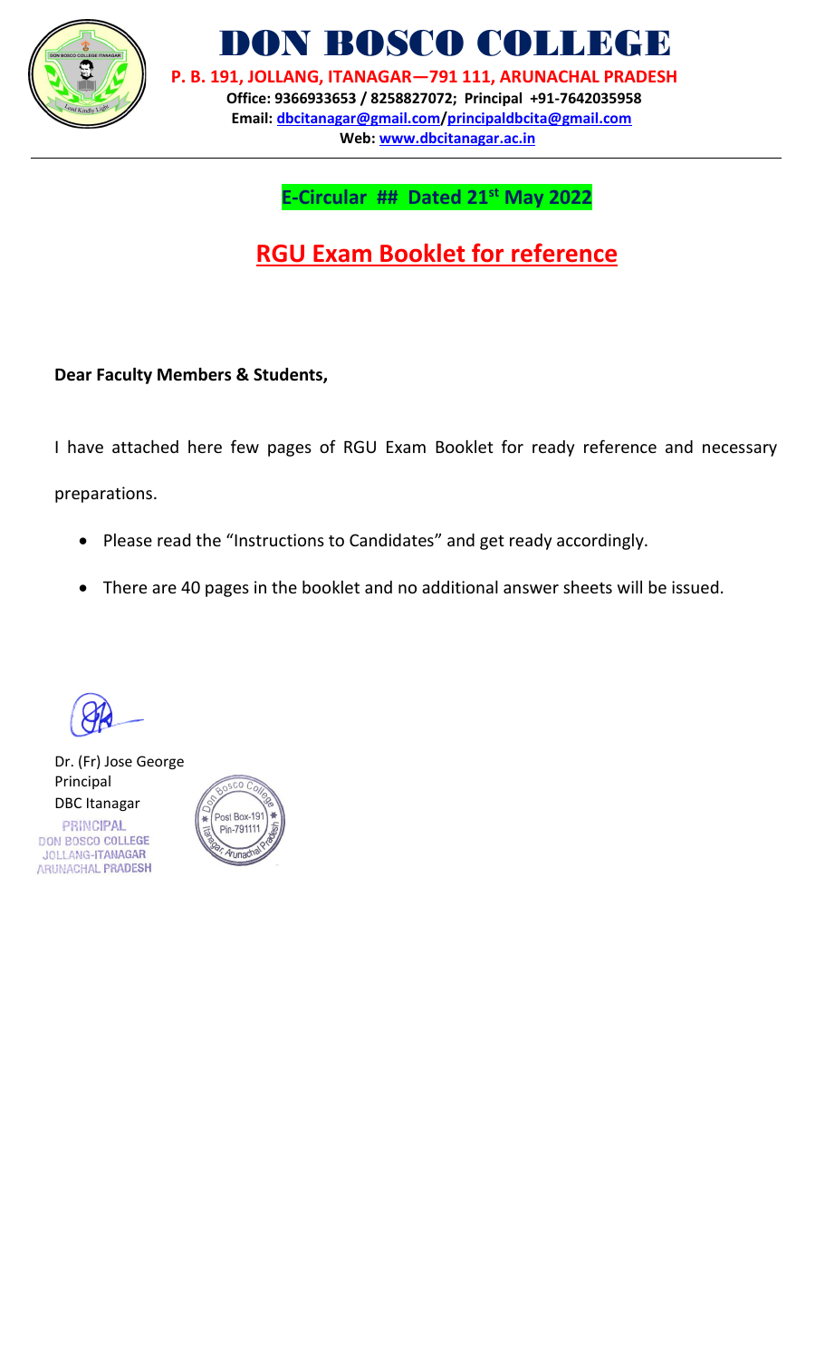# DON BOSCO COLLEGE

**P. B. 191, JOLLANG, ITANAGAR—791 111, ARUNACHAL PRADESH**

**Office: 9366933653 / 8258827072; Principal +91-7642035958**

**Email: dbcitanagar@gmail.com/principaldbcita@gmail.com**

**Web: www.dbcitanagar.ac.in**

---

**E-Circular ## Dated 21st May 2022**

## RGU Exam Booklet for reference

**Dear Faculty Members & Students,**

I have attached here few pages of RGU Exam Booklet for ready reference and necessary preparations.

- Please read the "Instructions to Candidates" and get ready accordingly.
- There are 40 pages in the booklet and no additional answer sheets will be issued.

Dr. (Fr) Jose George
Principal
DBC Itanagar

PRINCIPAL
DON BOSCO COLLEGE
JOLLANG-ITANAGAR
ARUNACHAL PRADESH

Don Bosco College
Post Box-191
Pin-791111
Itanagar, Arunachal Pradesh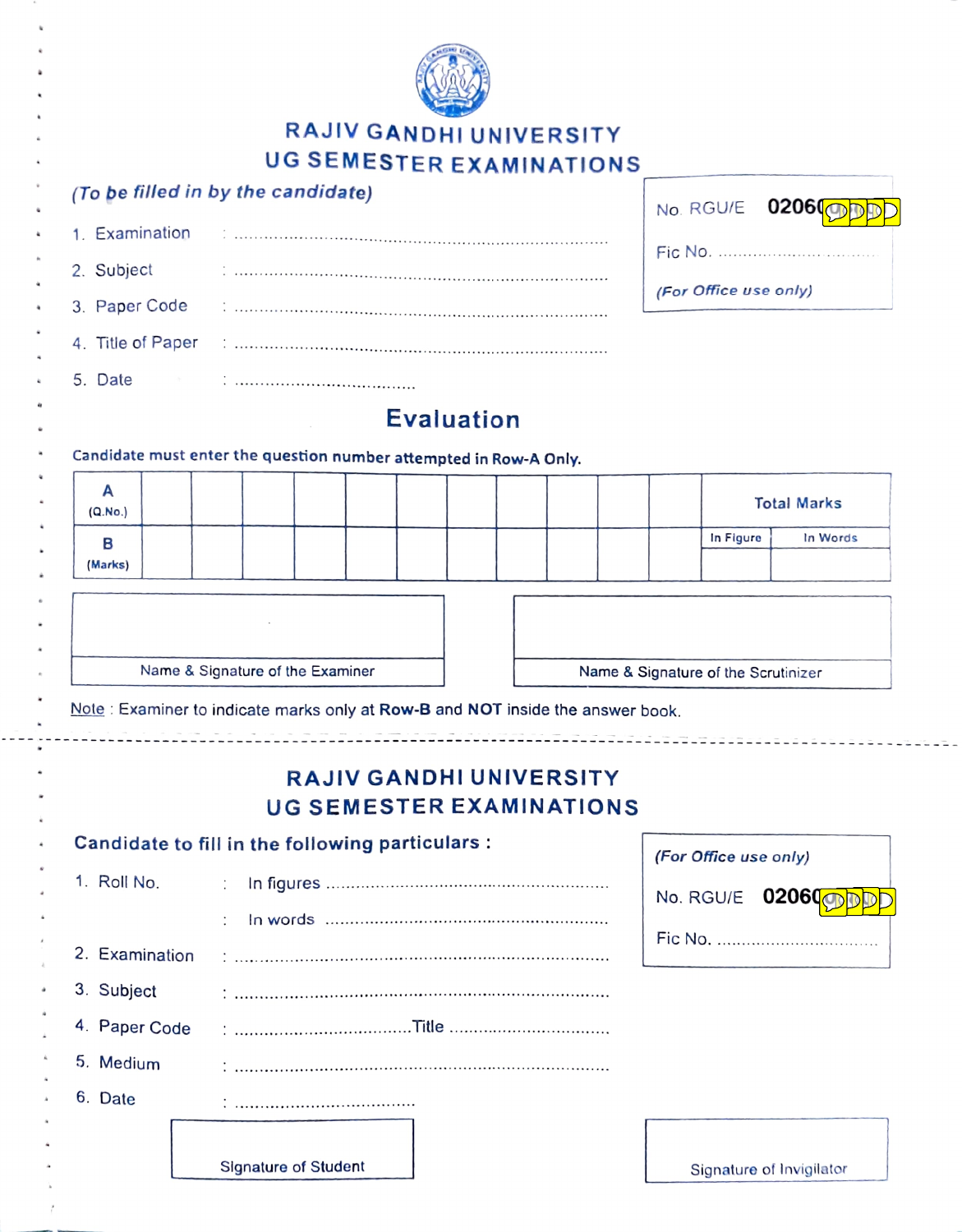# RAJIV GANDHI UNIVERSITY
## UG SEMESTER EXAMINATIONS

*(To be filled in by the candidate)*

1. Examination : ..............................................................................
2. Subject : ..............................................................................
3. Paper Code : ..............................................................................
4. Title of Paper : ..............................................................................
5. Date : ....................................

No. RGU/E 0206

Fic No. ....................................

*(For Office use only)*

## Evaluation

**Candidate must enter the question number attempted in Row-A Only.**

| A (Q.No.) | | | | | | | | | | | Total Marks | |
|---|---|---|---|---|---|---|---|---|---|---|---|---|
| | | | | | | | | | | | In Figure | In Words |
| B (Marks) | | | | | | | | | | | | |

| Name & Signature of the Examiner | Name & Signature of the Scrutinizer |
|---|---|

Note : Examiner to indicate marks only at **Row-B** and **NOT** inside the answer book.

---

# RAJIV GANDHI UNIVERSITY
## UG SEMESTER EXAMINATIONS

**Candidate to fill in the following particulars :**

1. Roll No. : In figures ....................................................................
   : In words ....................................................................
2. Examination : ..............................................................................
3. Subject : ..............................................................................
4. Paper Code : ....................................Title ....................................
5. Medium : ..............................................................................
6. Date : ....................................

*(For Office use only)*

No. RGU/E 0206

Fic No. ....................................

| Signature of Student | Signature of Invigilator |
|---|---|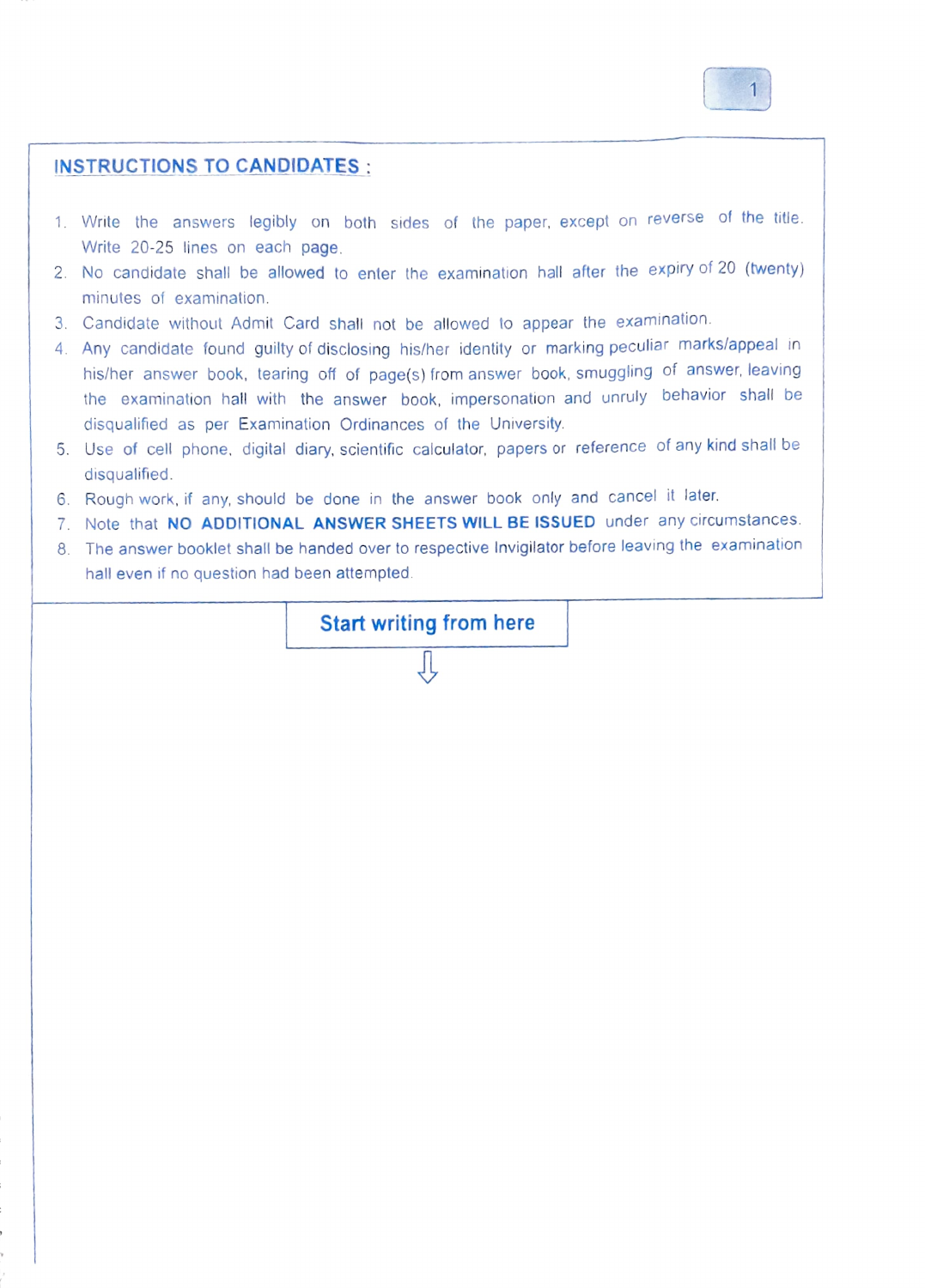## INSTRUCTIONS TO CANDIDATES :

1. Write the answers legibly on both sides of the paper, except on reverse of the title. Write 20-25 lines on each page.
2. No candidate shall be allowed to enter the examination hall after the expiry of 20 (twenty) minutes of examination.
3. Candidate without Admit Card shall not be allowed to appear the examination.
4. Any candidate found guilty of disclosing his/her identity or marking peculiar marks/appeal in his/her answer book, tearing off of page(s) from answer book, smuggling of answer, leaving the examination hall with the answer book, impersonation and unruly behavior shall be disqualified as per Examination Ordinances of the University.
5. Use of cell phone, digital diary, scientific calculator, papers or reference of any kind shall be disqualified.
6. Rough work, if any, should be done in the answer book only and cancel it later.
7. Note that **NO ADDITIONAL ANSWER SHEETS WILL BE ISSUED** under any circumstances.
8. The answer booklet shall be handed over to respective Invigilator before leaving the examination hall even if no question had been attempted.

**Start writing from here**

⇩